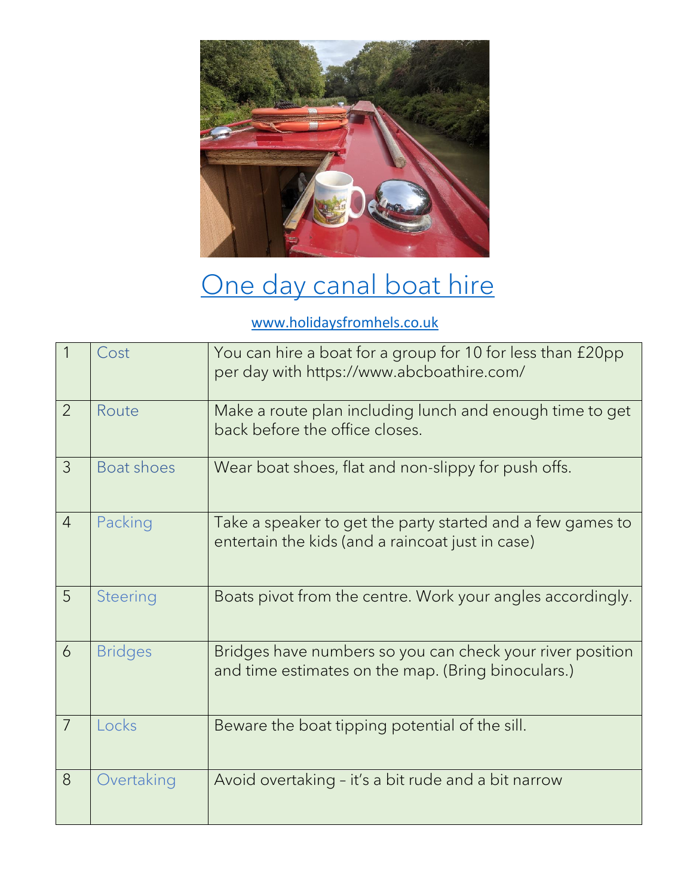# One day canal boat hire

www.holidaysfromhels.co.uk

| | | |
|---|---|---|
| 1 | Cost | You can hire a boat for a group for 10 for less than £20pp per day with https://www.abcboathire.com/ |
| 2 | Route | Make a route plan including lunch and enough time to get back before the office closes. |
| 3 | Boat shoes | Wear boat shoes, flat and non-slippy for push offs. |
| 4 | Packing | Take a speaker to get the party started and a few games to entertain the kids (and a raincoat just in case) |
| 5 | Steering | Boats pivot from the centre. Work your angles accordingly. |
| 6 | Bridges | Bridges have numbers so you can check your river position and time estimates on the map. (Bring binoculars.) |
| 7 | Locks | Beware the boat tipping potential of the sill. |
| 8 | Overtaking | Avoid overtaking – it's a bit rude and a bit narrow |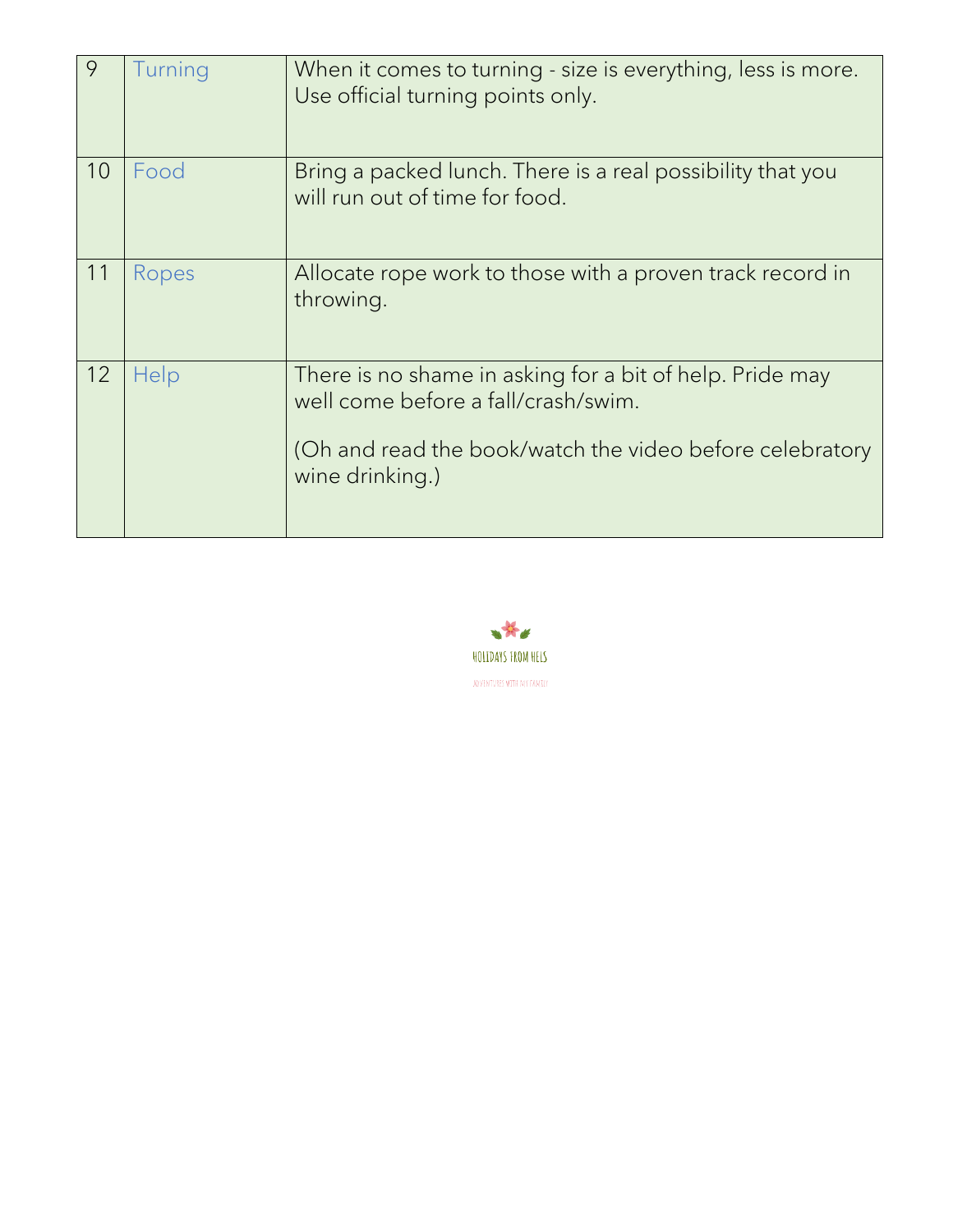| | | |
|---|---|---|
| 9 | Turning | When it comes to turning - size is everything, less is more. Use official turning points only. |
| 10 | Food | Bring a packed lunch. There is a real possibility that you will run out of time for food. |
| 11 | Ropes | Allocate rope work to those with a proven track record in throwing. |
| 12 | Help | There is no shame in asking for a bit of help. Pride may well come before a fall/crash/swim.<br><br>(Oh and read the book/watch the video before celebratory wine drinking.) |

HOLIDAYS FROM HELS

ADVENTURES WITH MY FAMILY